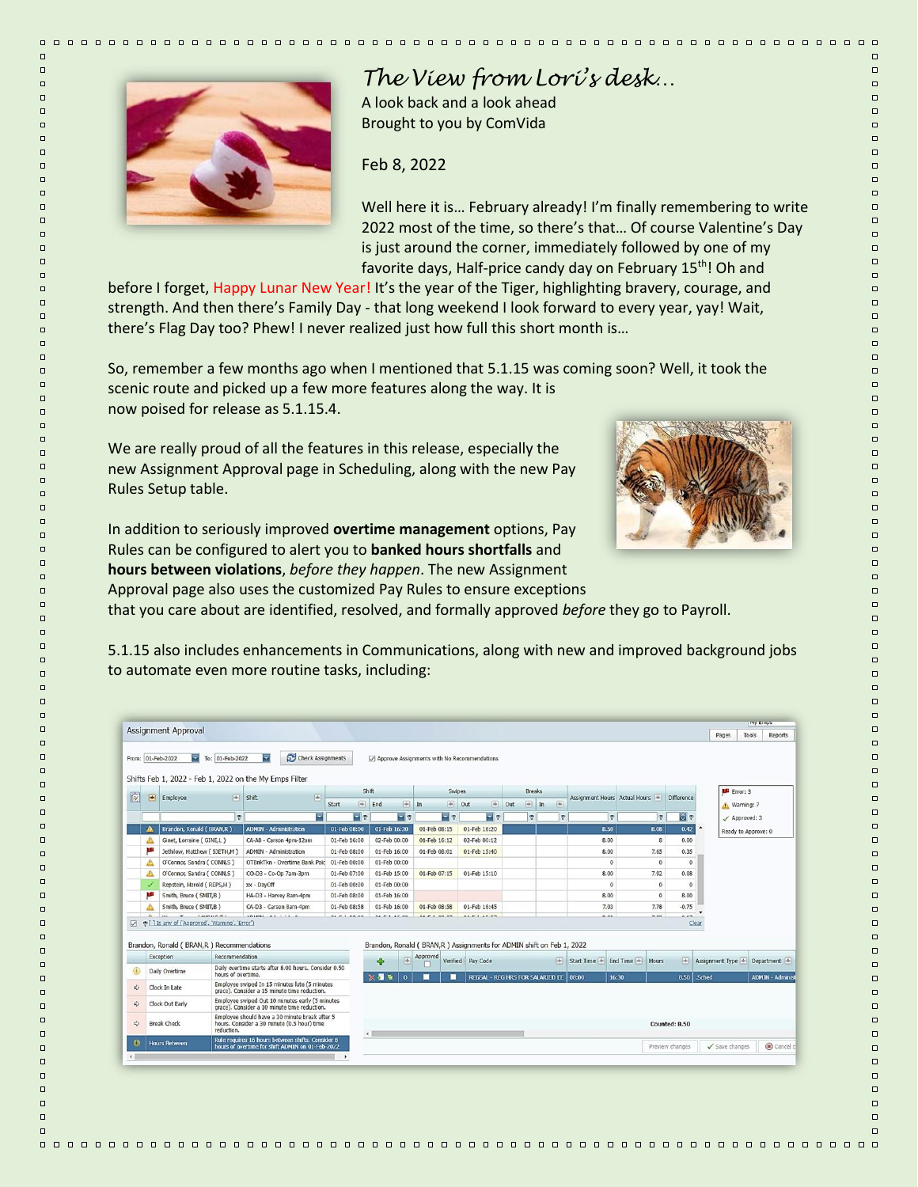# *The View from Lori's desk…*

A look back and a look ahead
Brought to you by ComVida

Feb 8, 2022

Well here it is… February already! I'm finally remembering to write 2022 most of the time, so there's that… Of course Valentine's Day is just around the corner, immediately followed by one of my favorite days, Half-price candy day on February 15th! Oh and before I forget, Happy Lunar New Year! It's the year of the Tiger, highlighting bravery, courage, and strength. And then there's Family Day - that long weekend I look forward to every year, yay! Wait, there's Flag Day too? Phew! I never realized just how full this short month is…

So, remember a few months ago when I mentioned that 5.1.15 was coming soon? Well, it took the scenic route and picked up a few more features along the way. It is now poised for release as 5.1.15.4.

We are really proud of all the features in this release, especially the new Assignment Approval page in Scheduling, along with the new Pay Rules Setup table.

In addition to seriously improved **overtime management** options, Pay Rules can be configured to alert you to **banked hours shortfalls** and **hours between violations**, *before they happen*. The new Assignment Approval page also uses the customized Pay Rules to ensure exceptions that you care about are identified, resolved, and formally approved *before* they go to Payroll.

5.1.15 also includes enhancements in Communications, along with new and improved background jobs to automate even more routine tasks, including: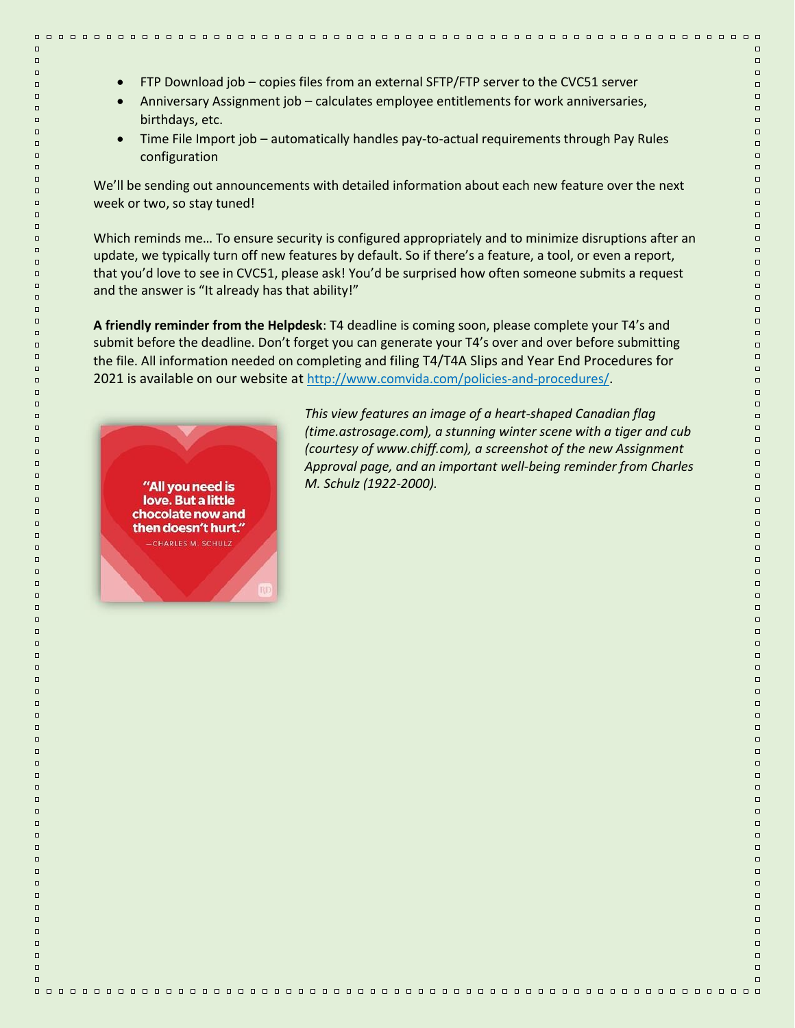- FTP Download job – copies files from an external SFTP/FTP server to the CVC51 server
- Anniversary Assignment job – calculates employee entitlements for work anniversaries, birthdays, etc.
- Time File Import job – automatically handles pay-to-actual requirements through Pay Rules configuration

We'll be sending out announcements with detailed information about each new feature over the next week or two, so stay tuned!

Which reminds me… To ensure security is configured appropriately and to minimize disruptions after an update, we typically turn off new features by default. So if there's a feature, a tool, or even a report, that you'd love to see in CVC51, please ask! You'd be surprised how often someone submits a request and the answer is "It already has that ability!"

**A friendly reminder from the Helpdesk**: T4 deadline is coming soon, please complete your T4's and submit before the deadline. Don't forget you can generate your T4's over and over before submitting the file. All information needed on completing and filing T4/T4A Slips and Year End Procedures for 2021 is available on our website at [http://www.comvida.com/policies-and-procedures/](http://www.comvida.com/policies-and-procedures/).

"All you need is love. But a little chocolate now and then doesn't hurt."
—CHARLES M. SCHULZ

*This view features an image of a heart-shaped Canadian flag (time.astrosage.com), a stunning winter scene with a tiger and cub (courtesy of www.chiff.com), a screenshot of the new Assignment Approval page, and an important well-being reminder from Charles M. Schulz (1922-2000).*